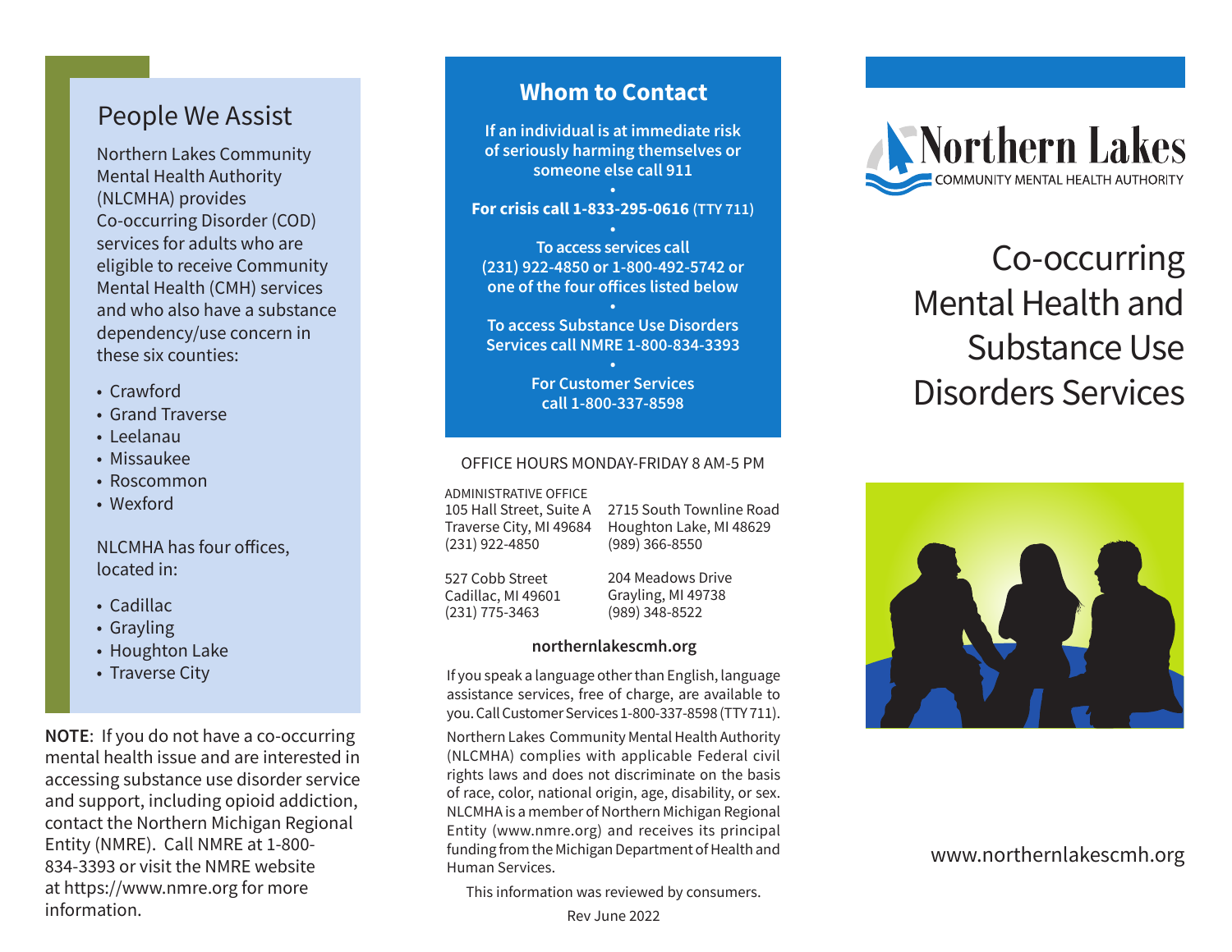## People We Assist

Northern Lakes Community Mental Health Authority (NLCMHA) provides Co-occurring Disorder (COD) services for adults who are eligible to receive Community Mental Health (CMH) services and who also have a substance dependency/use concern in these six counties:

- Crawford
- Grand Traverse
- Leelanau
- Missaukee
- Roscommon
- Wexford

NLCMHA has four offices, located in:

- Cadillac
- Grayling
- Houghton Lake
- Traverse City

**NOTE**: If you do not have a co-occurring mental health issue and are interested in accessing substance use disorder service and support, including opioid addiction, contact the Northern Michigan Regional Entity (NMRE). Call NMRE at 1-800-834-3393 or visit the NMRE website at https://www.nmre.org for more information.

## Whom to Contact

**If an individual is at immediate risk of seriously harming themselves or someone else call 911**

•

**For crisis call 1-833-295-0616** (TTY 711)

•

**To access services call (231) 922-4850 or 1-800-492-5742 or one of the four offices listed below**

•

**To access Substance Use Disorders Services call NMRE 1-800-834-3393**

•

**For Customer Services call 1-800-337-8598**

OFFICE HOURS MONDAY-FRIDAY 8 AM-5 PM

ADMINISTRATIVE OFFICE
105 Hall Street, Suite A
Traverse City, MI 49684
(231) 922-4850

2715 South Townline Road
Houghton Lake, MI 48629
(989) 366-8550

527 Cobb Street
Cadillac, MI 49601
(231) 775-3463

204 Meadows Drive
Grayling, MI 49738
(989) 348-8522

**northernlakescmh.org**

If you speak a language other than English, language assistance services, free of charge, are available to you. Call Customer Services 1-800-337-8598 (TTY 711).

Northern Lakes Community Mental Health Authority (NLCMHA) complies with applicable Federal civil rights laws and does not discriminate on the basis of race, color, national origin, age, disability, or sex. NLCMHA is a member of Northern Michigan Regional Entity (www.nmre.org) and receives its principal funding from the Michigan Department of Health and Human Services.

This information was reviewed by consumers.

Rev June 2022

Northern Lakes
COMMUNITY MENTAL HEALTH AUTHORITY

# Co-occurring Mental Health and Substance Use Disorders Services

www.northernlakescmh.org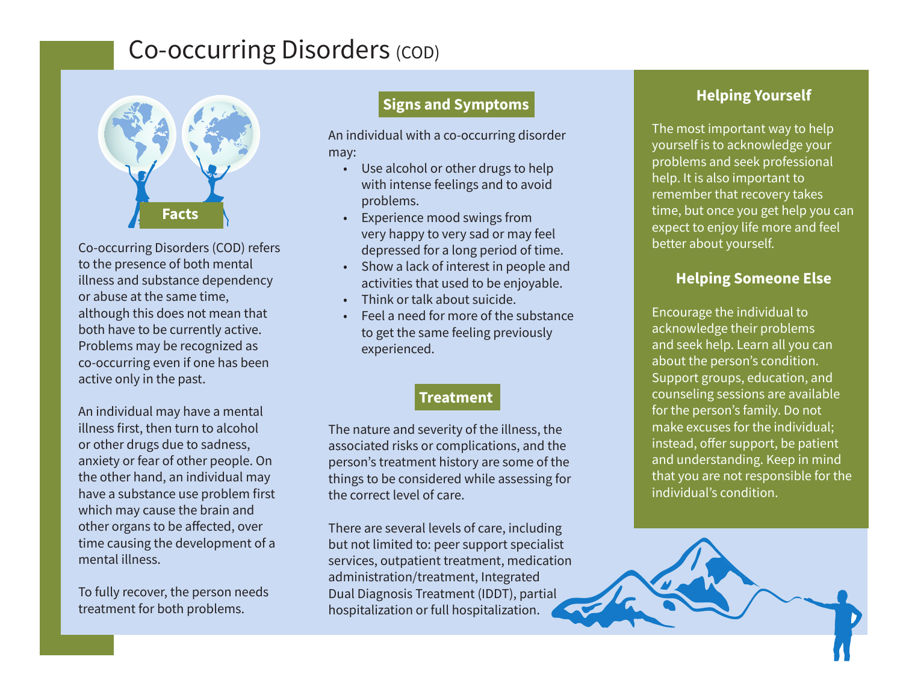# Co-occurring Disorders (COD)

## Facts

Co-occurring Disorders (COD) refers to the presence of both mental illness and substance dependency or abuse at the same time, although this does not mean that both have to be currently active. Problems may be recognized as co-occurring even if one has been active only in the past.

An individual may have a mental illness first, then turn to alcohol or other drugs due to sadness, anxiety or fear of other people. On the other hand, an individual may have a substance use problem first which may cause the brain and other organs to be affected, over time causing the development of a mental illness.

To fully recover, the person needs treatment for both problems.

## Signs and Symptoms

An individual with a co-occurring disorder may:

- Use alcohol or other drugs to help with intense feelings and to avoid problems.
- Experience mood swings from very happy to very sad or may feel depressed for a long period of time.
- Show a lack of interest in people and activities that used to be enjoyable.
- Think or talk about suicide.
- Feel a need for more of the substance to get the same feeling previously experienced.

## Treatment

The nature and severity of the illness, the associated risks or complications, and the person's treatment history are some of the things to be considered while assessing for the correct level of care.

There are several levels of care, including but not limited to: peer support specialist services, outpatient treatment, medication administration/treatment, Integrated Dual Diagnosis Treatment (IDDT), partial hospitalization or full hospitalization.

## Helping Yourself

The most important way to help yourself is to acknowledge your problems and seek professional help. It is also important to remember that recovery takes time, but once you get help you can expect to enjoy life more and feel better about yourself.

## Helping Someone Else

Encourage the individual to acknowledge their problems and seek help. Learn all you can about the person's condition. Support groups, education, and counseling sessions are available for the person's family. Do not make excuses for the individual; instead, offer support, be patient and understanding. Keep in mind that you are not responsible for the individual's condition.